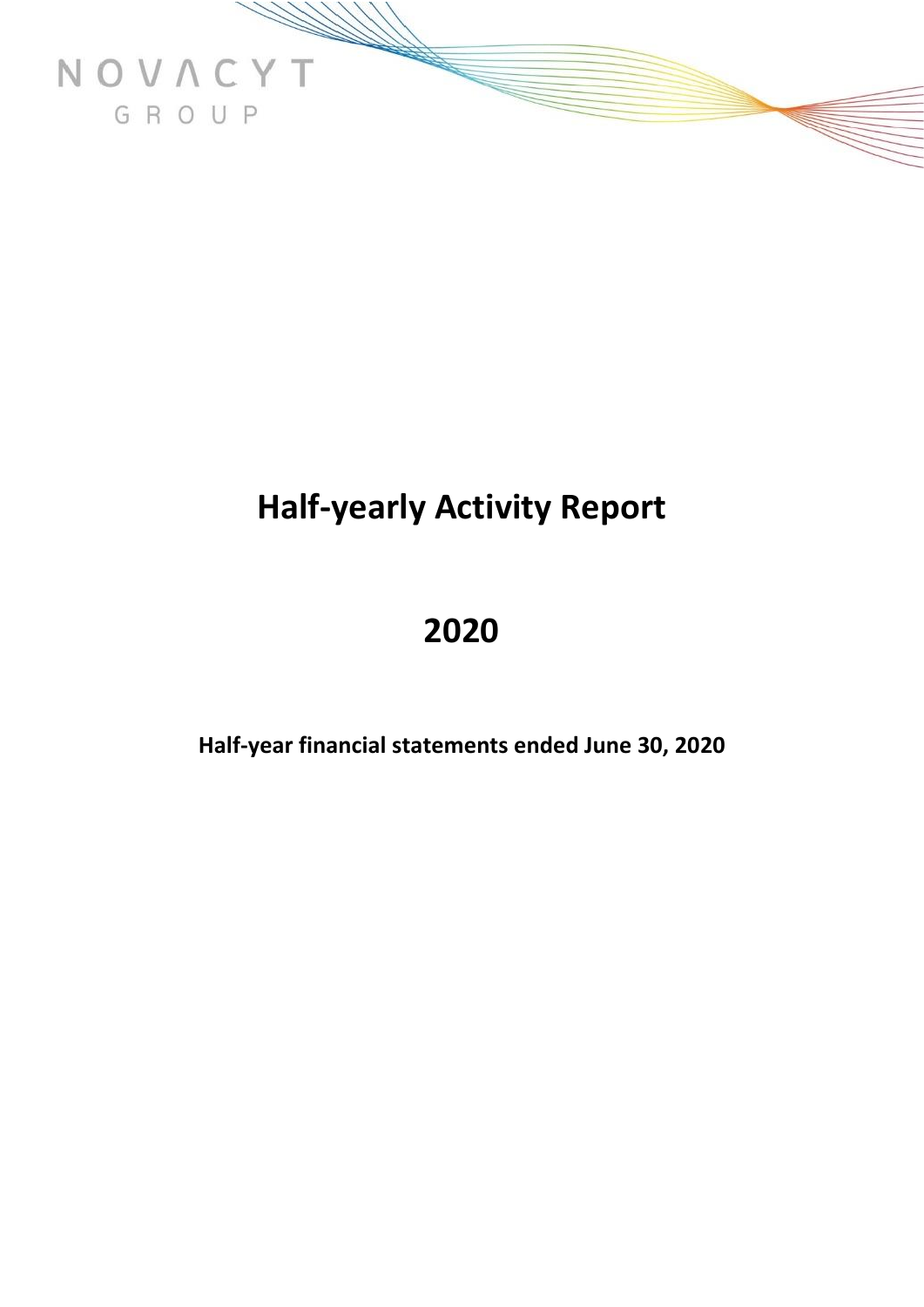NOVACYT
GROUP

# Half-yearly Activity Report

# 2020

**Half-year financial statements ended June 30, 2020**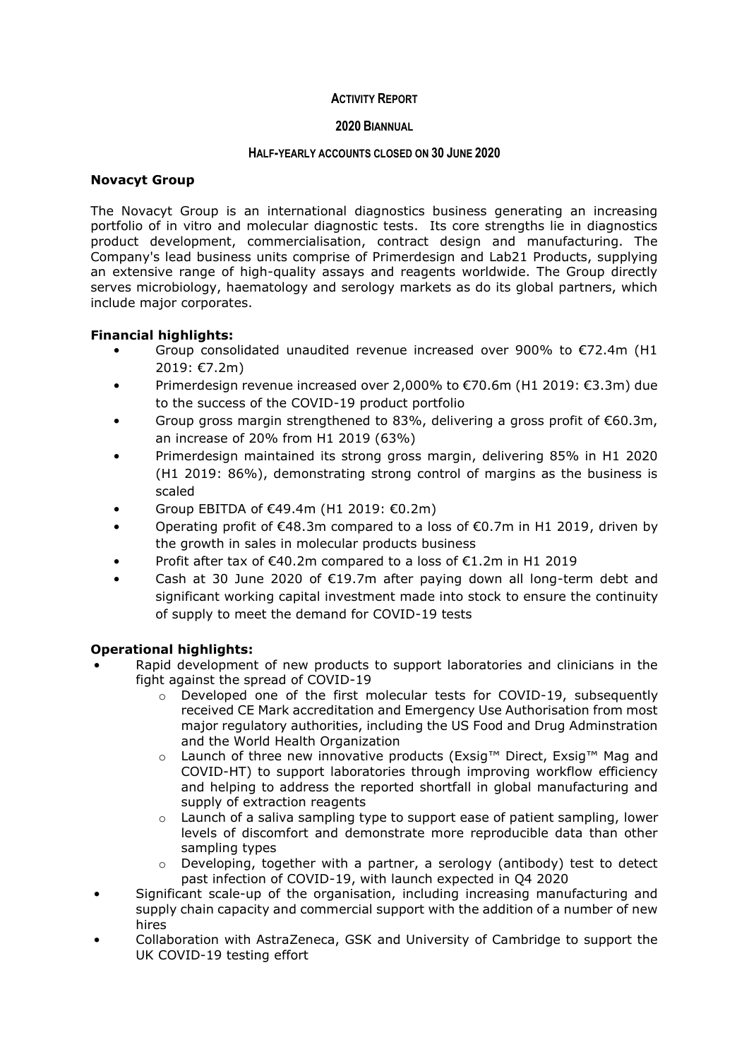**ACTIVITY REPORT**

**2020 BIANNUAL**

**HALF-YEARLY ACCOUNTS CLOSED ON 30 JUNE 2020**

## Novacyt Group

The Novacyt Group is an international diagnostics business generating an increasing portfolio of in vitro and molecular diagnostic tests. Its core strengths lie in diagnostics product development, commercialisation, contract design and manufacturing. The Company's lead business units comprise of Primerdesign and Lab21 Products, supplying an extensive range of high-quality assays and reagents worldwide. The Group directly serves microbiology, haematology and serology markets as do its global partners, which include major corporates.

### Financial highlights:

- Group consolidated unaudited revenue increased over 900% to €72.4m (H1 2019: €7.2m)
- Primerdesign revenue increased over 2,000% to €70.6m (H1 2019: €3.3m) due to the success of the COVID-19 product portfolio
- Group gross margin strengthened to 83%, delivering a gross profit of €60.3m, an increase of 20% from H1 2019 (63%)
- Primerdesign maintained its strong gross margin, delivering 85% in H1 2020 (H1 2019: 86%), demonstrating strong control of margins as the business is scaled
- Group EBITDA of €49.4m (H1 2019: €0.2m)
- Operating profit of €48.3m compared to a loss of €0.7m in H1 2019, driven by the growth in sales in molecular products business
- Profit after tax of €40.2m compared to a loss of €1.2m in H1 2019
- Cash at 30 June 2020 of €19.7m after paying down all long-term debt and significant working capital investment made into stock to ensure the continuity of supply to meet the demand for COVID-19 tests

### Operational highlights:

- Rapid development of new products to support laboratories and clinicians in the fight against the spread of COVID-19
  - Developed one of the first molecular tests for COVID-19, subsequently received CE Mark accreditation and Emergency Use Authorisation from most major regulatory authorities, including the US Food and Drug Adminstration and the World Health Organization
  - Launch of three new innovative products (Exsig™ Direct, Exsig™ Mag and COVID-HT) to support laboratories through improving workflow efficiency and helping to address the reported shortfall in global manufacturing and supply of extraction reagents
  - Launch of a saliva sampling type to support ease of patient sampling, lower levels of discomfort and demonstrate more reproducible data than other sampling types
  - Developing, together with a partner, a serology (antibody) test to detect past infection of COVID-19, with launch expected in Q4 2020
- Significant scale-up of the organisation, including increasing manufacturing and supply chain capacity and commercial support with the addition of a number of new hires
- Collaboration with AstraZeneca, GSK and University of Cambridge to support the UK COVID-19 testing effort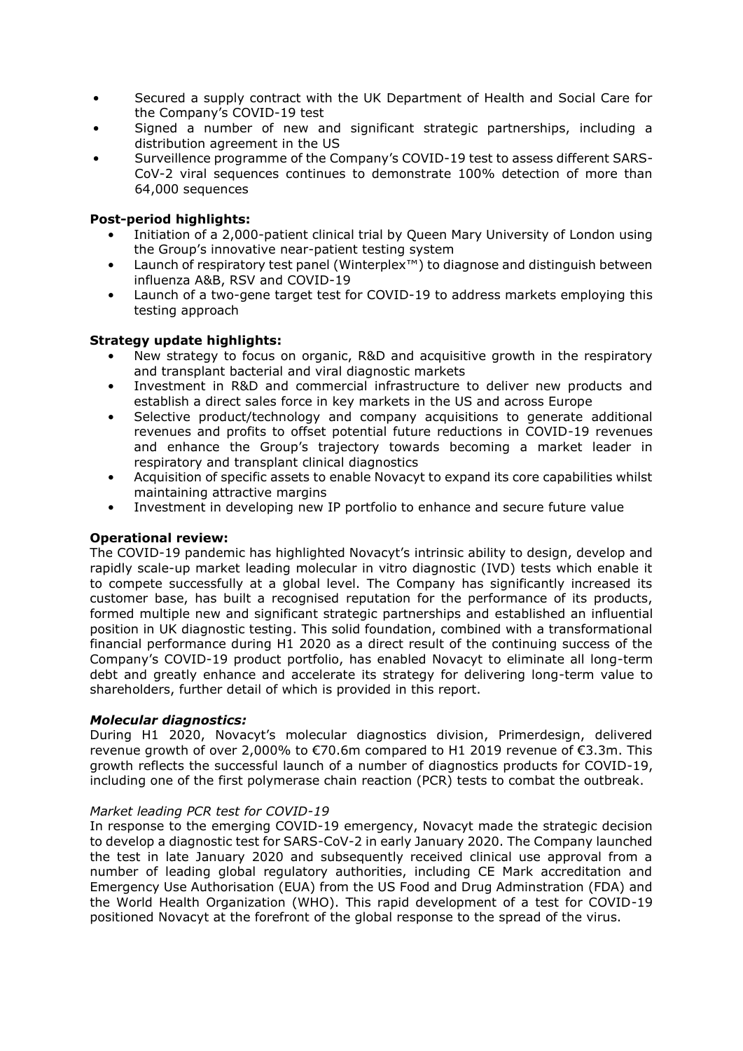- Secured a supply contract with the UK Department of Health and Social Care for the Company's COVID-19 test
- Signed a number of new and significant strategic partnerships, including a distribution agreement in the US
- Surveillence programme of the Company's COVID-19 test to assess different SARS-CoV-2 viral sequences continues to demonstrate 100% detection of more than 64,000 sequences

**Post-period highlights:**

- Initiation of a 2,000-patient clinical trial by Queen Mary University of London using the Group's innovative near-patient testing system
- Launch of respiratory test panel (Winterplex™) to diagnose and distinguish between influenza A&B, RSV and COVID-19
- Launch of a two-gene target test for COVID-19 to address markets employing this testing approach

**Strategy update highlights:**

- New strategy to focus on organic, R&D and acquisitive growth in the respiratory and transplant bacterial and viral diagnostic markets
- Investment in R&D and commercial infrastructure to deliver new products and establish a direct sales force in key markets in the US and across Europe
- Selective product/technology and company acquisitions to generate additional revenues and profits to offset potential future reductions in COVID-19 revenues and enhance the Group's trajectory towards becoming a market leader in respiratory and transplant clinical diagnostics
- Acquisition of specific assets to enable Novacyt to expand its core capabilities whilst maintaining attractive margins
- Investment in developing new IP portfolio to enhance and secure future value

**Operational review:**

The COVID-19 pandemic has highlighted Novacyt's intrinsic ability to design, develop and rapidly scale-up market leading molecular in vitro diagnostic (IVD) tests which enable it to compete successfully at a global level. The Company has significantly increased its customer base, has built a recognised reputation for the performance of its products, formed multiple new and significant strategic partnerships and established an influential position in UK diagnostic testing. This solid foundation, combined with a transformational financial performance during H1 2020 as a direct result of the continuing success of the Company's COVID-19 product portfolio, has enabled Novacyt to eliminate all long-term debt and greatly enhance and accelerate its strategy for delivering long-term value to shareholders, further detail of which is provided in this report.

***Molecular diagnostics:***

During H1 2020, Novacyt's molecular diagnostics division, Primerdesign, delivered revenue growth of over 2,000% to €70.6m compared to H1 2019 revenue of €3.3m. This growth reflects the successful launch of a number of diagnostics products for COVID-19, including one of the first polymerase chain reaction (PCR) tests to combat the outbreak.

*Market leading PCR test for COVID-19*

In response to the emerging COVID-19 emergency, Novacyt made the strategic decision to develop a diagnostic test for SARS-CoV-2 in early January 2020. The Company launched the test in late January 2020 and subsequently received clinical use approval from a number of leading global regulatory authorities, including CE Mark accreditation and Emergency Use Authorisation (EUA) from the US Food and Drug Adminstration (FDA) and the World Health Organization (WHO). This rapid development of a test for COVID-19 positioned Novacyt at the forefront of the global response to the spread of the virus.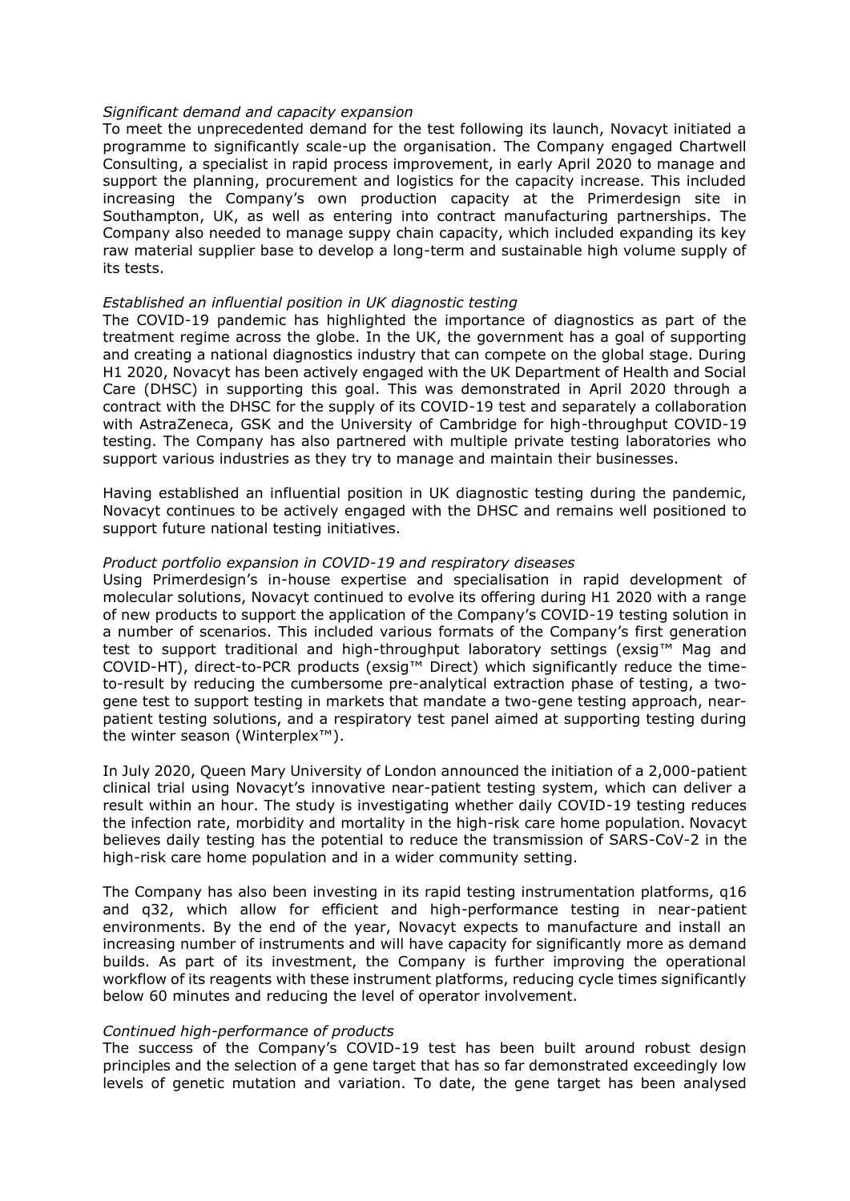*Significant demand and capacity expansion*

To meet the unprecedented demand for the test following its launch, Novacyt initiated a programme to significantly scale-up the organisation. The Company engaged Chartwell Consulting, a specialist in rapid process improvement, in early April 2020 to manage and support the planning, procurement and logistics for the capacity increase. This included increasing the Company's own production capacity at the Primerdesign site in Southampton, UK, as well as entering into contract manufacturing partnerships. The Company also needed to manage suppy chain capacity, which included expanding its key raw material supplier base to develop a long-term and sustainable high volume supply of its tests.

*Established an influential position in UK diagnostic testing*

The COVID-19 pandemic has highlighted the importance of diagnostics as part of the treatment regime across the globe. In the UK, the government has a goal of supporting and creating a national diagnostics industry that can compete on the global stage. During H1 2020, Novacyt has been actively engaged with the UK Department of Health and Social Care (DHSC) in supporting this goal. This was demonstrated in April 2020 through a contract with the DHSC for the supply of its COVID-19 test and separately a collaboration with AstraZeneca, GSK and the University of Cambridge for high-throughput COVID-19 testing. The Company has also partnered with multiple private testing laboratories who support various industries as they try to manage and maintain their businesses.

Having established an influential position in UK diagnostic testing during the pandemic, Novacyt continues to be actively engaged with the DHSC and remains well positioned to support future national testing initiatives.

*Product portfolio expansion in COVID-19 and respiratory diseases*

Using Primerdesign's in-house expertise and specialisation in rapid development of molecular solutions, Novacyt continued to evolve its offering during H1 2020 with a range of new products to support the application of the Company's COVID-19 testing solution in a number of scenarios. This included various formats of the Company's first generation test to support traditional and high-throughput laboratory settings (exsig™ Mag and COVID-HT), direct-to-PCR products (exsig™ Direct) which significantly reduce the time-to-result by reducing the cumbersome pre-analytical extraction phase of testing, a two-gene test to support testing in markets that mandate a two-gene testing approach, near-patient testing solutions, and a respiratory test panel aimed at supporting testing during the winter season (Winterplex™).

In July 2020, Queen Mary University of London announced the initiation of a 2,000-patient clinical trial using Novacyt's innovative near-patient testing system, which can deliver a result within an hour. The study is investigating whether daily COVID-19 testing reduces the infection rate, morbidity and mortality in the high-risk care home population. Novacyt believes daily testing has the potential to reduce the transmission of SARS-CoV-2 in the high-risk care home population and in a wider community setting.

The Company has also been investing in its rapid testing instrumentation platforms, q16 and q32, which allow for efficient and high-performance testing in near-patient environments. By the end of the year, Novacyt expects to manufacture and install an increasing number of instruments and will have capacity for significantly more as demand builds. As part of its investment, the Company is further improving the operational workflow of its reagents with these instrument platforms, reducing cycle times significantly below 60 minutes and reducing the level of operator involvement.

*Continued high-performance of products*

The success of the Company's COVID-19 test has been built around robust design principles and the selection of a gene target that has so far demonstrated exceedingly low levels of genetic mutation and variation. To date, the gene target has been analysed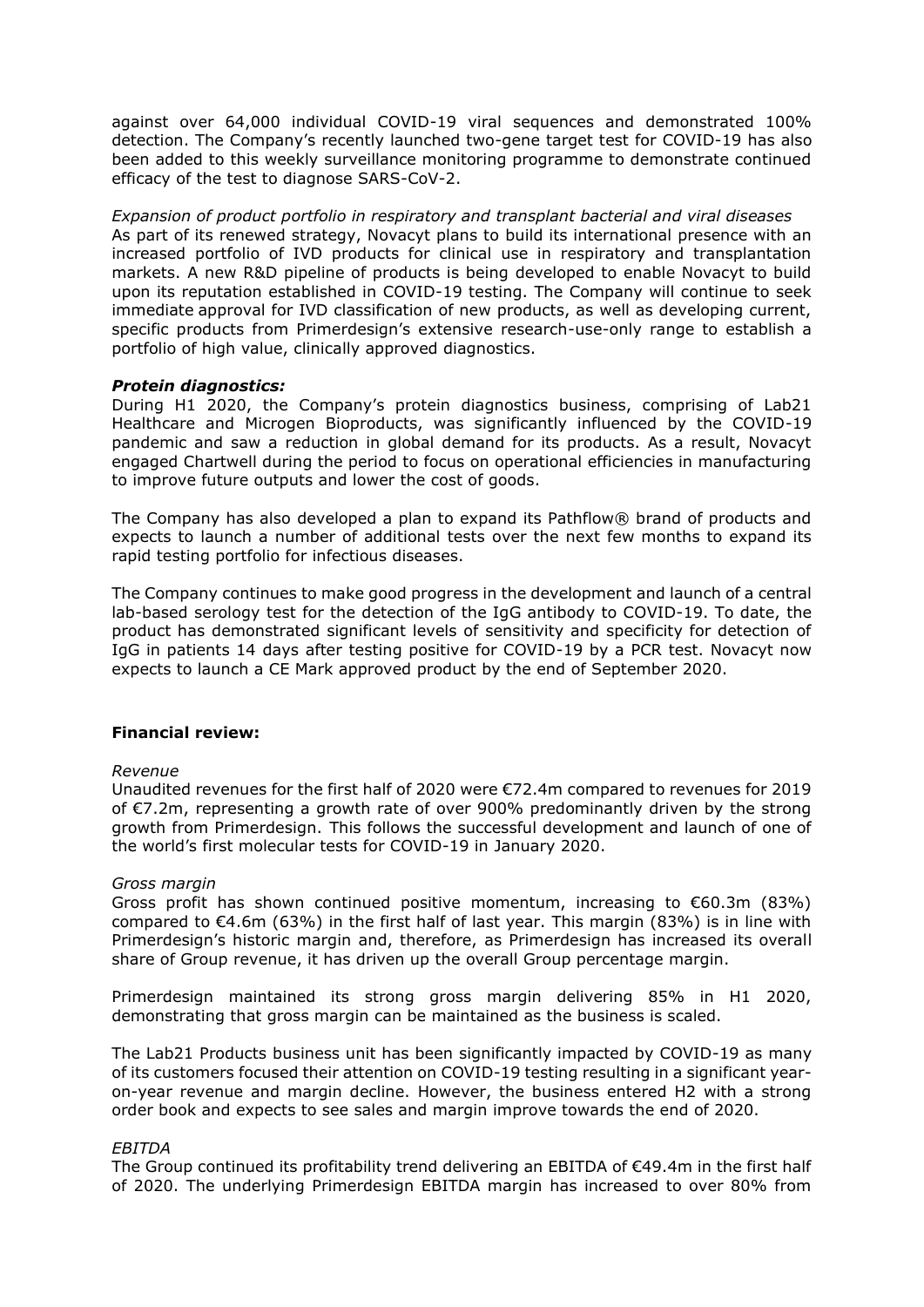against over 64,000 individual COVID-19 viral sequences and demonstrated 100% detection. The Company's recently launched two-gene target test for COVID-19 has also been added to this weekly surveillance monitoring programme to demonstrate continued efficacy of the test to diagnose SARS-CoV-2.

*Expansion of product portfolio in respiratory and transplant bacterial and viral diseases*
As part of its renewed strategy, Novacyt plans to build its international presence with an increased portfolio of IVD products for clinical use in respiratory and transplantation markets. A new R&D pipeline of products is being developed to enable Novacyt to build upon its reputation established in COVID-19 testing. The Company will continue to seek immediate approval for IVD classification of new products, as well as developing current, specific products from Primerdesign's extensive research-use-only range to establish a portfolio of high value, clinically approved diagnostics.

***Protein diagnostics:***
During H1 2020, the Company's protein diagnostics business, comprising of Lab21 Healthcare and Microgen Bioproducts, was significantly influenced by the COVID-19 pandemic and saw a reduction in global demand for its products. As a result, Novacyt engaged Chartwell during the period to focus on operational efficiencies in manufacturing to improve future outputs and lower the cost of goods.

The Company has also developed a plan to expand its Pathflow® brand of products and expects to launch a number of additional tests over the next few months to expand its rapid testing portfolio for infectious diseases.

The Company continues to make good progress in the development and launch of a central lab-based serology test for the detection of the IgG antibody to COVID-19. To date, the product has demonstrated significant levels of sensitivity and specificity for detection of IgG in patients 14 days after testing positive for COVID-19 by a PCR test. Novacyt now expects to launch a CE Mark approved product by the end of September 2020.

**Financial review:**

*Revenue*
Unaudited revenues for the first half of 2020 were €72.4m compared to revenues for 2019 of €7.2m, representing a growth rate of over 900% predominantly driven by the strong growth from Primerdesign. This follows the successful development and launch of one of the world's first molecular tests for COVID-19 in January 2020.

*Gross margin*
Gross profit has shown continued positive momentum, increasing to €60.3m (83%) compared to €4.6m (63%) in the first half of last year. This margin (83%) is in line with Primerdesign's historic margin and, therefore, as Primerdesign has increased its overall share of Group revenue, it has driven up the overall Group percentage margin.

Primerdesign maintained its strong gross margin delivering 85% in H1 2020, demonstrating that gross margin can be maintained as the business is scaled.

The Lab21 Products business unit has been significantly impacted by COVID-19 as many of its customers focused their attention on COVID-19 testing resulting in a significant year-on-year revenue and margin decline. However, the business entered H2 with a strong order book and expects to see sales and margin improve towards the end of 2020.

*EBITDA*
The Group continued its profitability trend delivering an EBITDA of €49.4m in the first half of 2020. The underlying Primerdesign EBITDA margin has increased to over 80% from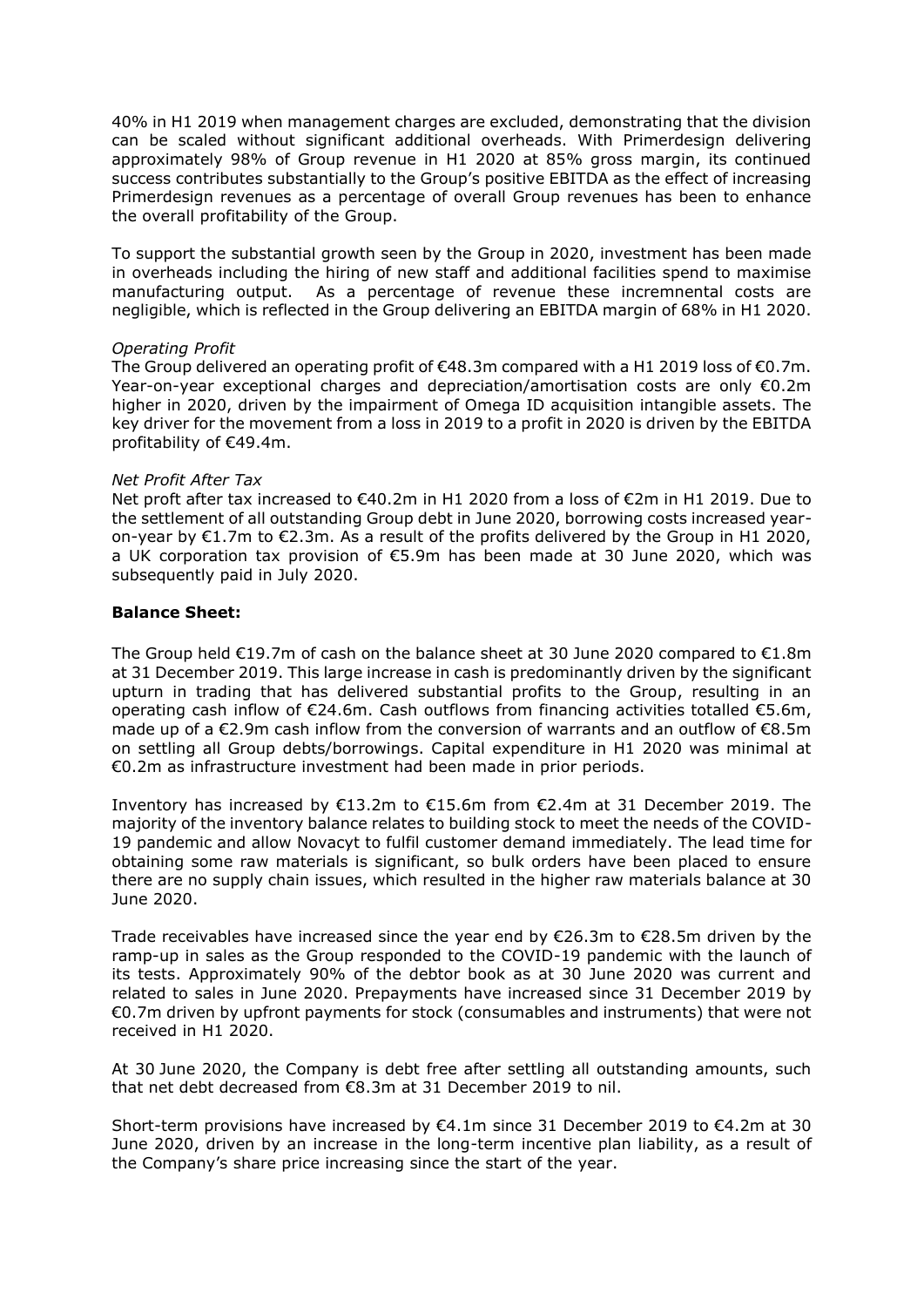40% in H1 2019 when management charges are excluded, demonstrating that the division can be scaled without significant additional overheads. With Primerdesign delivering approximately 98% of Group revenue in H1 2020 at 85% gross margin, its continued success contributes substantially to the Group's positive EBITDA as the effect of increasing Primerdesign revenues as a percentage of overall Group revenues has been to enhance the overall profitability of the Group.

To support the substantial growth seen by the Group in 2020, investment has been made in overheads including the hiring of new staff and additional facilities spend to maximise manufacturing output. As a percentage of revenue these incremnental costs are negligible, which is reflected in the Group delivering an EBITDA margin of 68% in H1 2020.

*Operating Profit*

The Group delivered an operating profit of €48.3m compared with a H1 2019 loss of €0.7m. Year-on-year exceptional charges and depreciation/amortisation costs are only €0.2m higher in 2020, driven by the impairment of Omega ID acquisition intangible assets. The key driver for the movement from a loss in 2019 to a profit in 2020 is driven by the EBITDA profitability of €49.4m.

*Net Profit After Tax*

Net proft after tax increased to €40.2m in H1 2020 from a loss of €2m in H1 2019. Due to the settlement of all outstanding Group debt in June 2020, borrowing costs increased year-on-year by €1.7m to €2.3m. As a result of the profits delivered by the Group in H1 2020, a UK corporation tax provision of €5.9m has been made at 30 June 2020, which was subsequently paid in July 2020.

**Balance Sheet:**

The Group held €19.7m of cash on the balance sheet at 30 June 2020 compared to €1.8m at 31 December 2019. This large increase in cash is predominantly driven by the significant upturn in trading that has delivered substantial profits to the Group, resulting in an operating cash inflow of €24.6m. Cash outflows from financing activities totalled €5.6m, made up of a €2.9m cash inflow from the conversion of warrants and an outflow of €8.5m on settling all Group debts/borrowings. Capital expenditure in H1 2020 was minimal at €0.2m as infrastructure investment had been made in prior periods.

Inventory has increased by €13.2m to €15.6m from €2.4m at 31 December 2019. The majority of the inventory balance relates to building stock to meet the needs of the COVID-19 pandemic and allow Novacyt to fulfil customer demand immediately. The lead time for obtaining some raw materials is significant, so bulk orders have been placed to ensure there are no supply chain issues, which resulted in the higher raw materials balance at 30 June 2020.

Trade receivables have increased since the year end by €26.3m to €28.5m driven by the ramp-up in sales as the Group responded to the COVID-19 pandemic with the launch of its tests. Approximately 90% of the debtor book as at 30 June 2020 was current and related to sales in June 2020. Prepayments have increased since 31 December 2019 by €0.7m driven by upfront payments for stock (consumables and instruments) that were not received in H1 2020.

At 30 June 2020, the Company is debt free after settling all outstanding amounts, such that net debt decreased from €8.3m at 31 December 2019 to nil.

Short-term provisions have increased by €4.1m since 31 December 2019 to €4.2m at 30 June 2020, driven by an increase in the long-term incentive plan liability, as a result of the Company's share price increasing since the start of the year.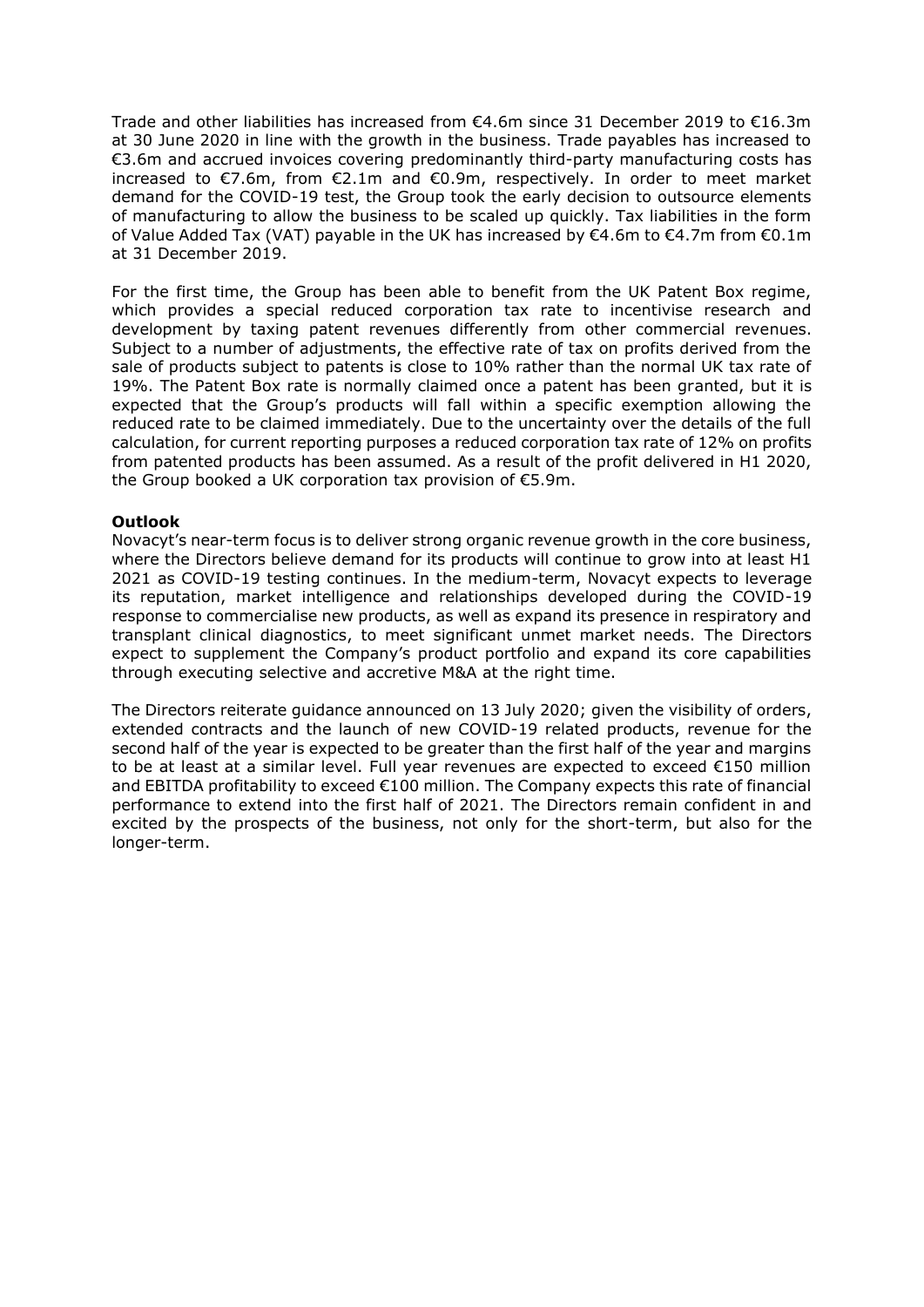Trade and other liabilities has increased from €4.6m since 31 December 2019 to €16.3m at 30 June 2020 in line with the growth in the business. Trade payables has increased to €3.6m and accrued invoices covering predominantly third-party manufacturing costs has increased to €7.6m, from €2.1m and €0.9m, respectively. In order to meet market demand for the COVID-19 test, the Group took the early decision to outsource elements of manufacturing to allow the business to be scaled up quickly. Tax liabilities in the form of Value Added Tax (VAT) payable in the UK has increased by €4.6m to €4.7m from €0.1m at 31 December 2019.

For the first time, the Group has been able to benefit from the UK Patent Box regime, which provides a special reduced corporation tax rate to incentivise research and development by taxing patent revenues differently from other commercial revenues. Subject to a number of adjustments, the effective rate of tax on profits derived from the sale of products subject to patents is close to 10% rather than the normal UK tax rate of 19%. The Patent Box rate is normally claimed once a patent has been granted, but it is expected that the Group's products will fall within a specific exemption allowing the reduced rate to be claimed immediately. Due to the uncertainty over the details of the full calculation, for current reporting purposes a reduced corporation tax rate of 12% on profits from patented products has been assumed. As a result of the profit delivered in H1 2020, the Group booked a UK corporation tax provision of €5.9m.

**Outlook**

Novacyt's near-term focus is to deliver strong organic revenue growth in the core business, where the Directors believe demand for its products will continue to grow into at least H1 2021 as COVID-19 testing continues. In the medium-term, Novacyt expects to leverage its reputation, market intelligence and relationships developed during the COVID-19 response to commercialise new products, as well as expand its presence in respiratory and transplant clinical diagnostics, to meet significant unmet market needs. The Directors expect to supplement the Company's product portfolio and expand its core capabilities through executing selective and accretive M&A at the right time.

The Directors reiterate guidance announced on 13 July 2020; given the visibility of orders, extended contracts and the launch of new COVID-19 related products, revenue for the second half of the year is expected to be greater than the first half of the year and margins to be at least at a similar level. Full year revenues are expected to exceed €150 million and EBITDA profitability to exceed €100 million. The Company expects this rate of financial performance to extend into the first half of 2021. The Directors remain confident in and excited by the prospects of the business, not only for the short-term, but also for the longer-term.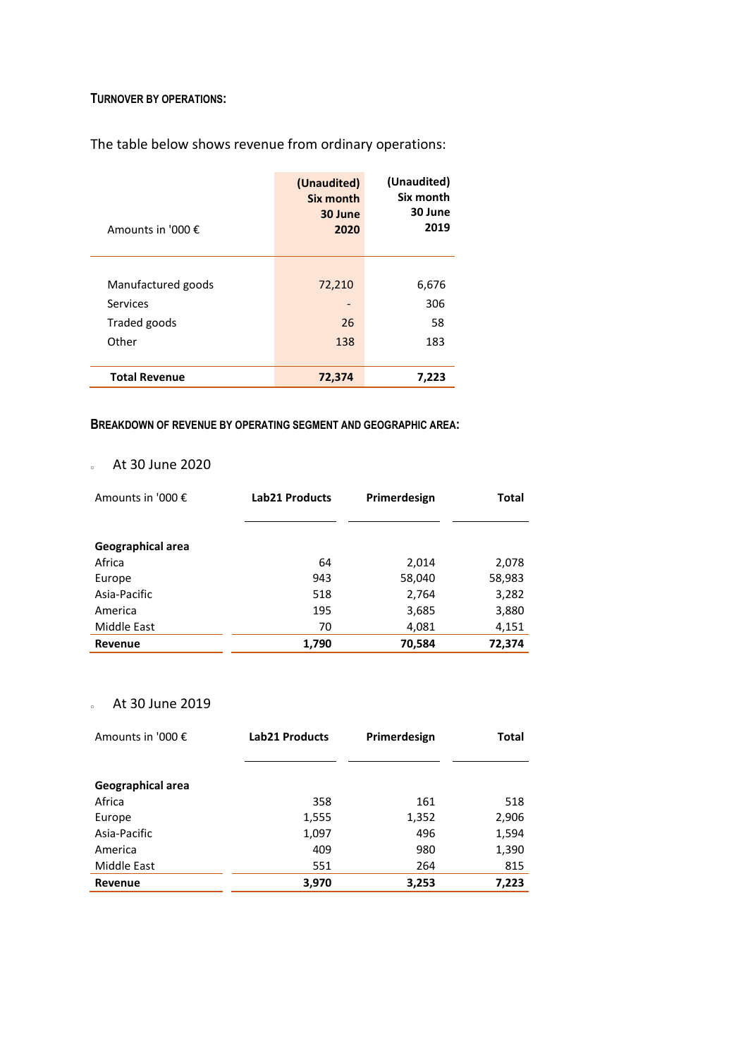**TURNOVER BY OPERATIONS:**

The table below shows revenue from ordinary operations:

| Amounts in '000 € | (Unaudited) Six month 30 June 2020 | (Unaudited) Six month 30 June 2019 |
|---|---|---|
| Manufactured goods | 72,210 | 6,676 |
| Services | - | 306 |
| Traded goods | 26 | 58 |
| Other | 138 | 183 |
| **Total Revenue** | **72,374** | **7,223** |

**BREAKDOWN OF REVENUE BY OPERATING SEGMENT AND GEOGRAPHIC AREA:**

- At 30 June 2020

| Amounts in '000 € | Lab21 Products | Primerdesign | Total |
|---|---|---|---|
| **Geographical area** | | | |
| Africa | 64 | 2,014 | 2,078 |
| Europe | 943 | 58,040 | 58,983 |
| Asia-Pacific | 518 | 2,764 | 3,282 |
| America | 195 | 3,685 | 3,880 |
| Middle East | 70 | 4,081 | 4,151 |
| **Revenue** | **1,790** | **70,584** | **72,374** |

- At 30 June 2019

| Amounts in '000 € | Lab21 Products | Primerdesign | Total |
|---|---|---|---|
| **Geographical area** | | | |
| Africa | 358 | 161 | 518 |
| Europe | 1,555 | 1,352 | 2,906 |
| Asia-Pacific | 1,097 | 496 | 1,594 |
| America | 409 | 980 | 1,390 |
| Middle East | 551 | 264 | 815 |
| **Revenue** | **3,970** | **3,253** | **7,223** |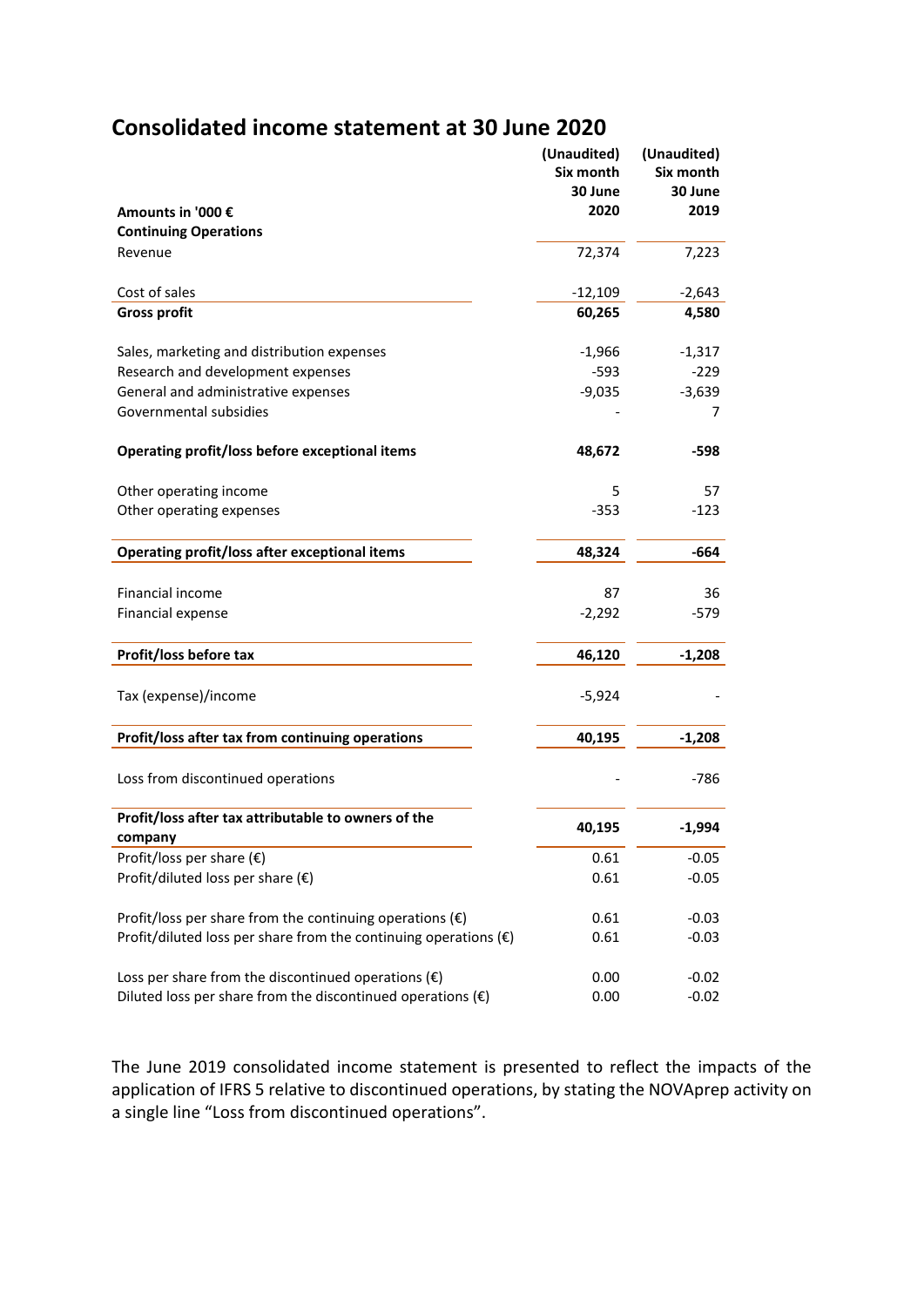# Consolidated income statement at 30 June 2020

| Amounts in '000 € | (Unaudited) Six month 30 June 2020 | (Unaudited) Six month 30 June 2019 |
|---|---|---|
| **Continuing Operations** | | |
| Revenue | 72,374 | 7,223 |
| Cost of sales | -12,109 | -2,643 |
| **Gross profit** | **60,265** | **4,580** |
| Sales, marketing and distribution expenses | -1,966 | -1,317 |
| Research and development expenses | -593 | -229 |
| General and administrative expenses | -9,035 | -3,639 |
| Governmental subsidies | - | 7 |
| **Operating profit/loss before exceptional items** | **48,672** | **-598** |
| Other operating income | 5 | 57 |
| Other operating expenses | -353 | -123 |
| **Operating profit/loss after exceptional items** | **48,324** | **-664** |
| Financial income | 87 | 36 |
| Financial expense | -2,292 | -579 |
| **Profit/loss before tax** | **46,120** | **-1,208** |
| Tax (expense)/income | -5,924 | - |
| **Profit/loss after tax from continuing operations** | **40,195** | **-1,208** |
| Loss from discontinued operations | - | -786 |
| **Profit/loss after tax attributable to owners of the company** | **40,195** | **-1,994** |
| Profit/loss per share (€) | 0.61 | -0.05 |
| Profit/diluted loss per share (€) | 0.61 | -0.05 |
| Profit/loss per share from the continuing operations (€) | 0.61 | -0.03 |
| Profit/diluted loss per share from the continuing operations (€) | 0.61 | -0.03 |
| Loss per share from the discontinued operations (€) | 0.00 | -0.02 |
| Diluted loss per share from the discontinued operations (€) | 0.00 | -0.02 |

The June 2019 consolidated income statement is presented to reflect the impacts of the application of IFRS 5 relative to discontinued operations, by stating the NOVAprep activity on a single line "Loss from discontinued operations".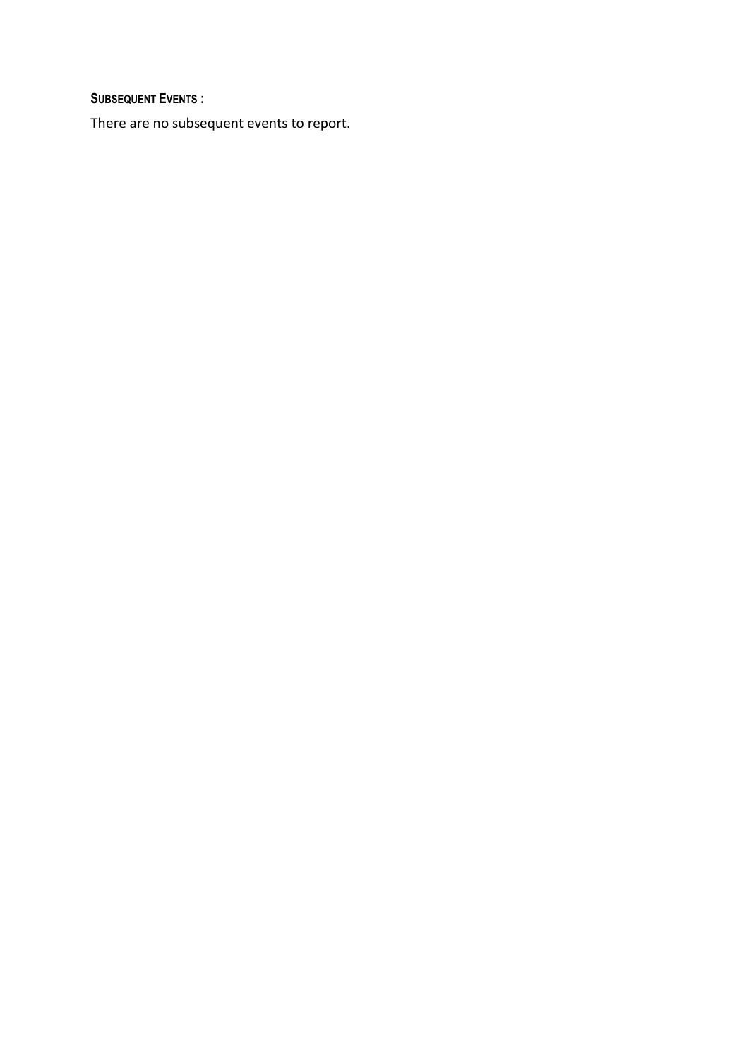**SUBSEQUENT EVENTS :**

There are no subsequent events to report.